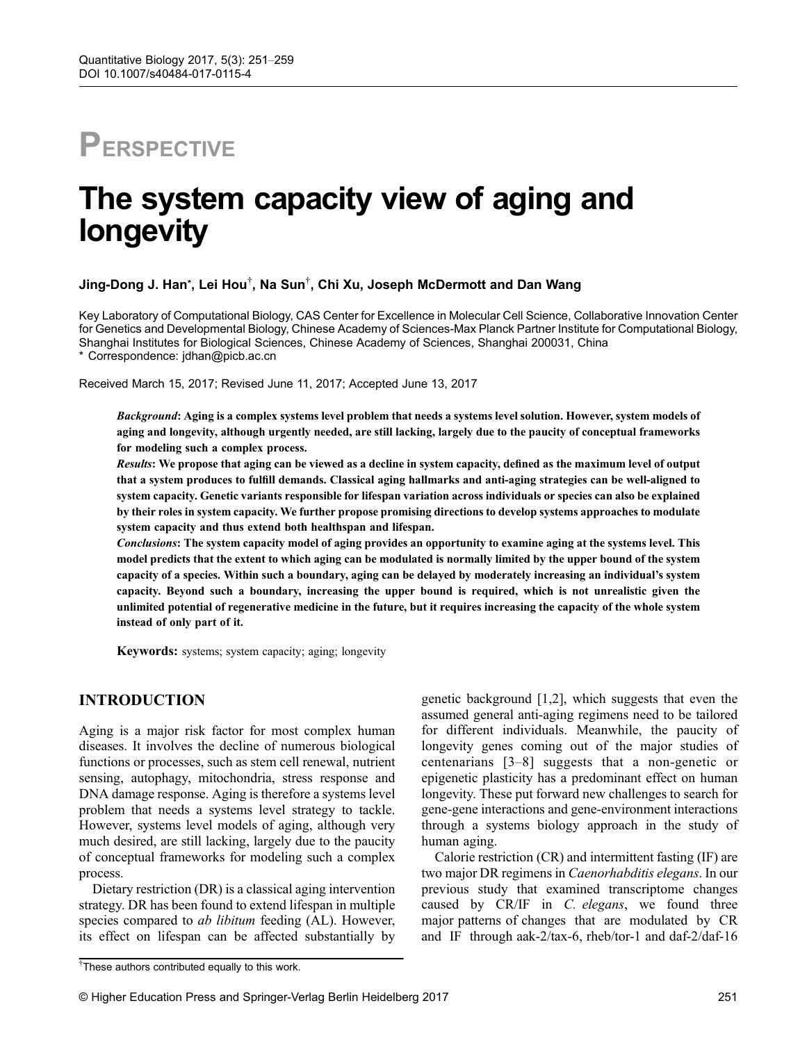PERSPECTIVE

# The system capacity view of aging and longevity

**Jing-Dong J. Han*, Lei Hou†, Na Sun†, Chi Xu, Joseph McDermott and Dan Wang**

Key Laboratory of Computational Biology, CAS Center for Excellence in Molecular Cell Science, Collaborative Innovation Center for Genetics and Developmental Biology, Chinese Academy of Sciences-Max Planck Partner Institute for Computational Biology, Shanghai Institutes for Biological Sciences, Chinese Academy of Sciences, Shanghai 200031, China

* Correspondence: jdhan@picb.ac.cn

Received March 15, 2017; Revised June 11, 2017; Accepted June 13, 2017

***Background***: **Aging is a complex systems level problem that needs a systems level solution. However, system models of aging and longevity, although urgently needed, are still lacking, largely due to the paucity of conceptual frameworks for modeling such a complex process.**

***Results***: **We propose that aging can be viewed as a decline in system capacity, defined as the maximum level of output that a system produces to fulfill demands. Classical aging hallmarks and anti-aging strategies can be well-aligned to system capacity. Genetic variants responsible for lifespan variation across individuals or species can also be explained by their roles in system capacity. We further propose promising directions to develop systems approaches to modulate system capacity and thus extend both healthspan and lifespan.**

***Conclusions***: **The system capacity model of aging provides an opportunity to examine aging at the systems level. This model predicts that the extent to which aging can be modulated is normally limited by the upper bound of the system capacity of a species. Within such a boundary, aging can be delayed by moderately increasing an individual's system capacity. Beyond such a boundary, increasing the upper bound is required, which is not unrealistic given the unlimited potential of regenerative medicine in the future, but it requires increasing the capacity of the whole system instead of only part of it.**

**Keywords:** systems; system capacity; aging; longevity

## INTRODUCTION

Aging is a major risk factor for most complex human diseases. It involves the decline of numerous biological functions or processes, such as stem cell renewal, nutrient sensing, autophagy, mitochondria, stress response and DNA damage response. Aging is therefore a systems level problem that needs a systems level strategy to tackle. However, systems level models of aging, although very much desired, are still lacking, largely due to the paucity of conceptual frameworks for modeling such a complex process.

Dietary restriction (DR) is a classical aging intervention strategy. DR has been found to extend lifespan in multiple species compared to *ab libitum* feeding (AL). However, its effect on lifespan can be affected substantially by genetic background [1,2], which suggests that even the assumed general anti-aging regimens need to be tailored for different individuals. Meanwhile, the paucity of longevity genes coming out of the major studies of centenarians [3–8] suggests that a non-genetic or epigenetic plasticity has a predominant effect on human longevity. These put forward new challenges to search for gene-gene interactions and gene-environment interactions through a systems biology approach in the study of human aging.

Calorie restriction (CR) and intermittent fasting (IF) are two major DR regimens in *Caenorhabditis elegans*. In our previous study that examined transcriptome changes caused by CR/IF in *C. elegans*, we found three major patterns of changes that are modulated by CR and IF through aak-2/tax-6, rheb/tor-1 and daf-2/daf-16

†These authors contributed equally to this work.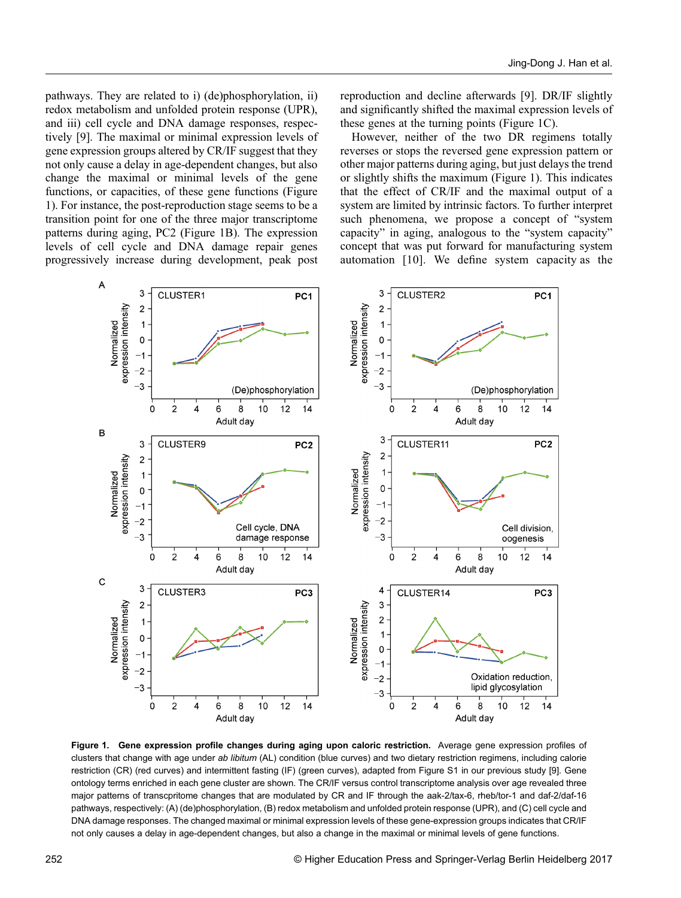pathways. They are related to i) (de)phosphorylation, ii) redox metabolism and unfolded protein response (UPR), and iii) cell cycle and DNA damage responses, respectively [9]. The maximal or minimal expression levels of gene expression groups altered by CR/IF suggest that they not only cause a delay in age-dependent changes, but also change the maximal or minimal levels of the gene functions, or capacities, of these gene functions (Figure 1). For instance, the post-reproduction stage seems to be a transition point for one of the three major transcriptome patterns during aging, PC2 (Figure 1B). The expression levels of cell cycle and DNA damage repair genes progressively increase during development, peak post reproduction and decline afterwards [9]. DR/IF slightly and significantly shifted the maximal expression levels of these genes at the turning points (Figure 1C).

However, neither of the two DR regimens totally reverses or stops the reversed gene expression pattern or other major patterns during aging, but just delays the trend or slightly shifts the maximum (Figure 1). This indicates that the effect of CR/IF and the maximal output of a system are limited by intrinsic factors. To further interpret such phenomena, we propose a concept of "system capacity" in aging, analogous to the "system capacity" concept that was put forward for manufacturing system automation [10]. We define system capacity as the

A

CLUSTER1 PC1
(De)phosphorylation
Normalized expression intensity
Adult day

CLUSTER2 PC1
(De)phosphorylation
Normalized expression intensity
Adult day

B

CLUSTER9 PC2
Cell cycle, DNA damage response
Normalized expression intensity
Adult day

CLUSTER11 PC2
Cell division, oogenesis
Normalized expression intensity
Adult day

C

CLUSTER3 PC3
Normalized expression intensity
Adult day

CLUSTER14 PC3
Oxidation reduction, lipid glycosylation
Normalized expression intensity
Adult day

**Figure 1. Gene expression profile changes during aging upon caloric restriction.** Average gene expression profiles of clusters that change with age under *ab libitum* (AL) condition (blue curves) and two dietary restriction regimens, including calorie restriction (CR) (red curves) and intermittent fasting (IF) (green curves), adapted from Figure S1 in our previous study [9]. Gene ontology terms enriched in each gene cluster are shown. The CR/IF versus control transcriptome analysis over age revealed three major patterns of transcpritome changes that are modulated by CR and IF through the aak-2/tax-6, rheb/tor-1 and daf-2/daf-16 pathways, respectively: (A) (de)phosphorylation, (B) redox metabolism and unfolded protein response (UPR), and (C) cell cycle and DNA damage responses. The changed maximal or minimal expression levels of these gene-expression groups indicates that CR/IF not only causes a delay in age-dependent changes, but also a change in the maximal or minimal levels of gene functions.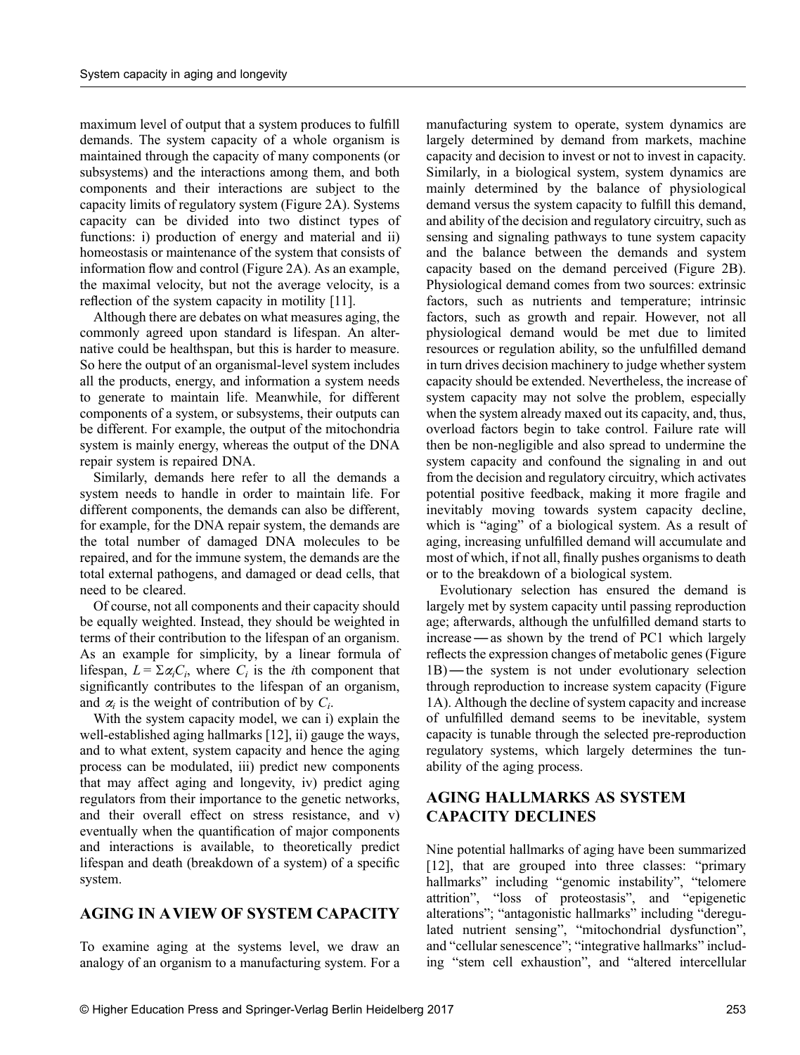maximum level of output that a system produces to fulfill demands. The system capacity of a whole organism is maintained through the capacity of many components (or subsystems) and the interactions among them, and both components and their interactions are subject to the capacity limits of regulatory system (Figure 2A). Systems capacity can be divided into two distinct types of functions: i) production of energy and material and ii) homeostasis or maintenance of the system that consists of information flow and control (Figure 2A). As an example, the maximal velocity, but not the average velocity, is a reflection of the system capacity in motility [11].

Although there are debates on what measures aging, the commonly agreed upon standard is lifespan. An alternative could be healthspan, but this is harder to measure. So here the output of an organismal-level system includes all the products, energy, and information a system needs to generate to maintain life. Meanwhile, for different components of a system, or subsystems, their outputs can be different. For example, the output of the mitochondria system is mainly energy, whereas the output of the DNA repair system is repaired DNA.

Similarly, demands here refer to all the demands a system needs to handle in order to maintain life. For different components, the demands can also be different, for example, for the DNA repair system, the demands are the total number of damaged DNA molecules to be repaired, and for the immune system, the demands are the total external pathogens, and damaged or dead cells, that need to be cleared.

Of course, not all components and their capacity should be equally weighted. Instead, they should be weighted in terms of their contribution to the lifespan of an organism. As an example for simplicity, by a linear formula of lifespan, $L = \Sigma \alpha_i C_i$, where $C_i$ is the $i$th component that significantly contributes to the lifespan of an organism, and $\alpha_i$ is the weight of contribution of by $C_i$.

With the system capacity model, we can i) explain the well-established aging hallmarks [12], ii) gauge the ways, and to what extent, system capacity and hence the aging process can be modulated, iii) predict new components that may affect aging and longevity, iv) predict aging regulators from their importance to the genetic networks, and their overall effect on stress resistance, and v) eventually when the quantification of major components and interactions is available, to theoretically predict lifespan and death (breakdown of a system) of a specific system.

## AGING IN A VIEW OF SYSTEM CAPACITY

To examine aging at the systems level, we draw an analogy of an organism to a manufacturing system. For a manufacturing system to operate, system dynamics are largely determined by demand from markets, machine capacity and decision to invest or not to invest in capacity. Similarly, in a biological system, system dynamics are mainly determined by the balance of physiological demand versus the system capacity to fulfill this demand, and ability of the decision and regulatory circuitry, such as sensing and signaling pathways to tune system capacity and the balance between the demands and system capacity based on the demand perceived (Figure 2B). Physiological demand comes from two sources: extrinsic factors, such as nutrients and temperature; intrinsic factors, such as growth and repair. However, not all physiological demand would be met due to limited resources or regulation ability, so the unfulfilled demand in turn drives decision machinery to judge whether system capacity should be extended. Nevertheless, the increase of system capacity may not solve the problem, especially when the system already maxed out its capacity, and, thus, overload factors begin to take control. Failure rate will then be non-negligible and also spread to undermine the system capacity and confound the signaling in and out from the decision and regulatory circuitry, which activates potential positive feedback, making it more fragile and inevitably moving towards system capacity decline, which is "aging" of a biological system. As a result of aging, increasing unfulfilled demand will accumulate and most of which, if not all, finally pushes organisms to death or to the breakdown of a biological system.

Evolutionary selection has ensured the demand is largely met by system capacity until passing reproduction age; afterwards, although the unfulfilled demand starts to increase — as shown by the trend of PC1 which largely reflects the expression changes of metabolic genes (Figure 1B) — the system is not under evolutionary selection through reproduction to increase system capacity (Figure 1A). Although the decline of system capacity and increase of unfulfilled demand seems to be inevitable, system capacity is tunable through the selected pre-reproduction regulatory systems, which largely determines the tunability of the aging process.

## AGING HALLMARKS AS SYSTEM CAPACITY DECLINES

Nine potential hallmarks of aging have been summarized [12], that are grouped into three classes: "primary hallmarks" including "genomic instability", "telomere attrition", "loss of proteostasis", and "epigenetic alterations"; "antagonistic hallmarks" including "deregulated nutrient sensing", "mitochondrial dysfunction", and "cellular senescence"; "integrative hallmarks" including "stem cell exhaustion", and "altered intercellular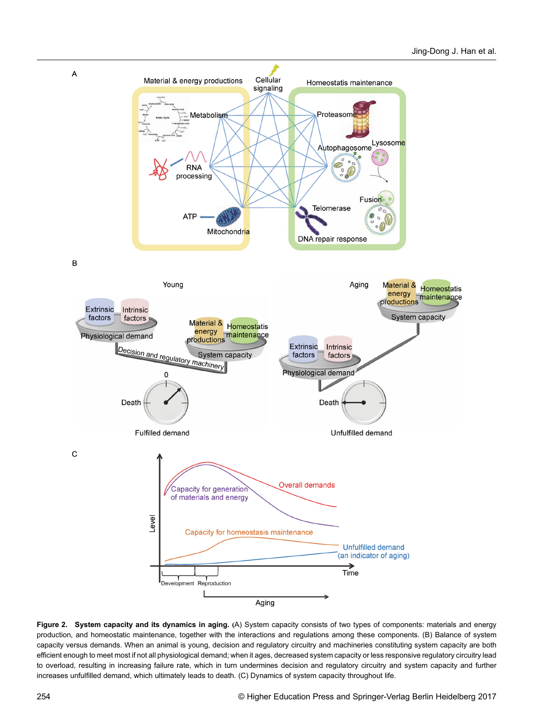**Figure 2. System capacity and its dynamics in aging.** (A) System capacity consists of two types of components: materials and energy production, and homeostatic maintenance, together with the interactions and regulations among these components. (B) Balance of system capacity versus demands. When an animal is young, decision and regulatory circuitry and machineries constituting system capacity are both efficient enough to meet most if not all physiological demand; when it ages, decreased system capacity or less responsive regulatory circuitry lead to overload, resulting in increasing failure rate, which in turn undermines decision and regulatory circuitry and system capacity and further increases unfulfilled demand, which ultimately leads to death. (C) Dynamics of system capacity throughout life.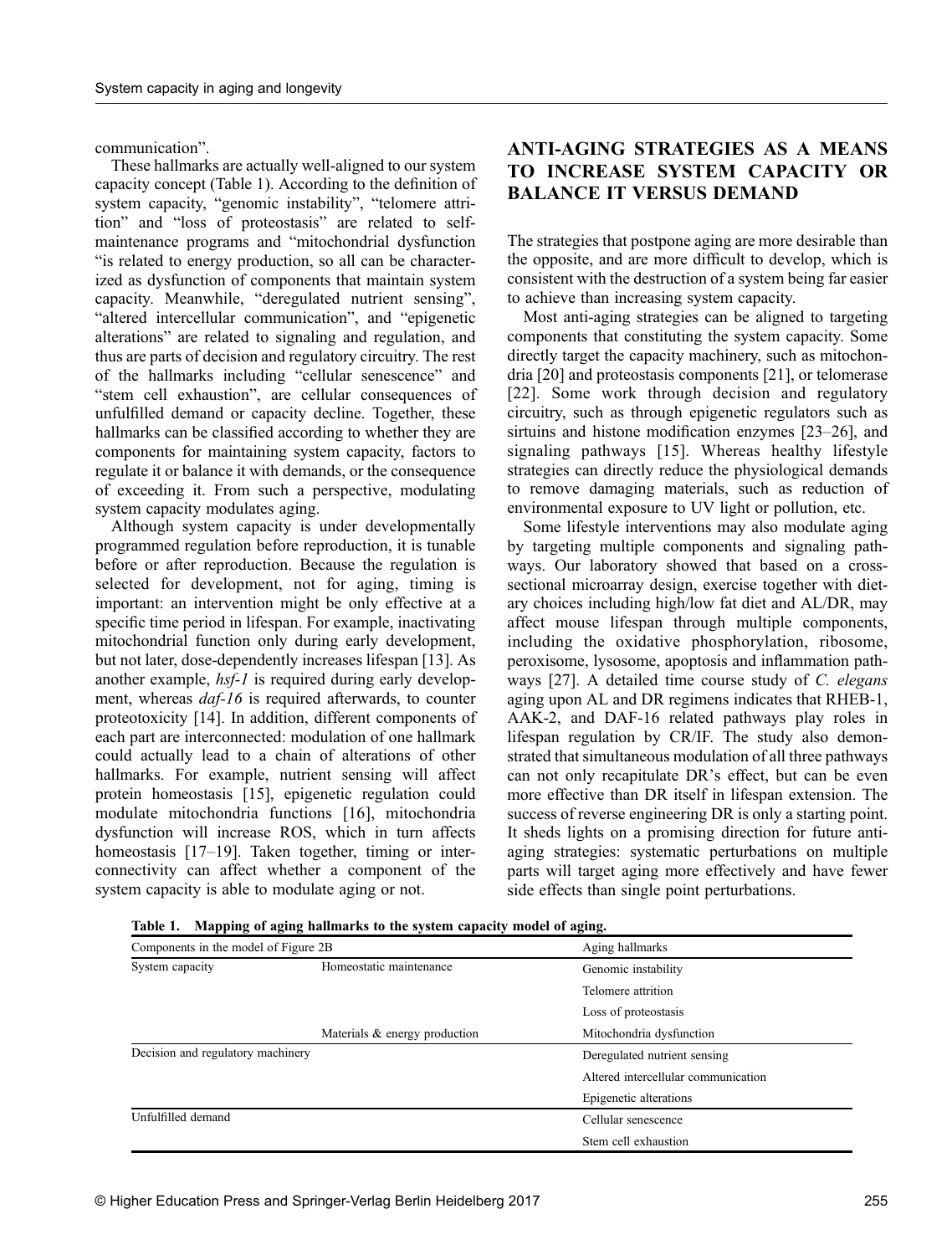communication".

These hallmarks are actually well-aligned to our system capacity concept (Table 1). According to the definition of system capacity, "genomic instability", "telomere attrition" and "loss of proteostasis" are related to self-maintenance programs and "mitochondrial dysfunction "is related to energy production, so all can be characterized as dysfunction of components that maintain system capacity. Meanwhile, "deregulated nutrient sensing", "altered intercellular communication", and "epigenetic alterations" are related to signaling and regulation, and thus are parts of decision and regulatory circuitry. The rest of the hallmarks including "cellular senescence" and "stem cell exhaustion", are cellular consequences of unfulfilled demand or capacity decline. Together, these hallmarks can be classified according to whether they are components for maintaining system capacity, factors to regulate it or balance it with demands, or the consequence of exceeding it. From such a perspective, modulating system capacity modulates aging.

Although system capacity is under developmentally programmed regulation before reproduction, it is tunable before or after reproduction. Because the regulation is selected for development, not for aging, timing is important: an intervention might be only effective at a specific time period in lifespan. For example, inactivating mitochondrial function only during early development, but not later, dose-dependently increases lifespan [13]. As another example, *hsf-1* is required during early development, whereas *daf-16* is required afterwards, to counter proteotoxicity [14]. In addition, different components of each part are interconnected: modulation of one hallmark could actually lead to a chain of alterations of other hallmarks. For example, nutrient sensing will affect protein homeostasis [15], epigenetic regulation could modulate mitochondria functions [16], mitochondria dysfunction will increase ROS, which in turn affects homeostasis [17–19]. Taken together, timing or interconnectivity can affect whether a component of the system capacity is able to modulate aging or not.

## ANTI-AGING STRATEGIES AS A MEANS TO INCREASE SYSTEM CAPACITY OR BALANCE IT VERSUS DEMAND

The strategies that postpone aging are more desirable than the opposite, and are more difficult to develop, which is consistent with the destruction of a system being far easier to achieve than increasing system capacity.

Most anti-aging strategies can be aligned to targeting components that constituting the system capacity. Some directly target the capacity machinery, such as mitochondria [20] and proteostasis components [21], or telomerase [22]. Some work through decision and regulatory circuitry, such as through epigenetic regulators such as sirtuins and histone modification enzymes [23–26], and signaling pathways [15]. Whereas healthy lifestyle strategies can directly reduce the physiological demands to remove damaging materials, such as reduction of environmental exposure to UV light or pollution, etc.

Some lifestyle interventions may also modulate aging by targeting multiple components and signaling pathways. Our laboratory showed that based on a cross-sectional microarray design, exercise together with dietary choices including high/low fat diet and AL/DR, may affect mouse lifespan through multiple components, including the oxidative phosphorylation, ribosome, peroxisome, lysosome, apoptosis and inflammation pathways [27]. A detailed time course study of *C. elegans* aging upon AL and DR regimens indicates that RHEB-1, AAK-2, and DAF-16 related pathways play roles in lifespan regulation by CR/IF. The study also demonstrated that simultaneous modulation of all three pathways can not only recapitulate DR's effect, but can be even more effective than DR itself in lifespan extension. The success of reverse engineering DR is only a starting point. It sheds lights on a promising direction for future anti-aging strategies: systematic perturbations on multiple parts will target aging more effectively and have fewer side effects than single point perturbations.

**Table 1. Mapping of aging hallmarks to the system capacity model of aging.**

| Components in the model of Figure 2B | | Aging hallmarks |
|---|---|---|
| System capacity | Homeostatic maintenance | Genomic instability |
| | | Telomere attrition |
| | | Loss of proteostasis |
| | Materials & energy production | Mitochondria dysfunction |
| Decision and regulatory machinery | | Deregulated nutrient sensing |
| | | Altered intercellular communication |
| | | Epigenetic alterations |
| Unfulfilled demand | | Cellular senescence |
| | | Stem cell exhaustion |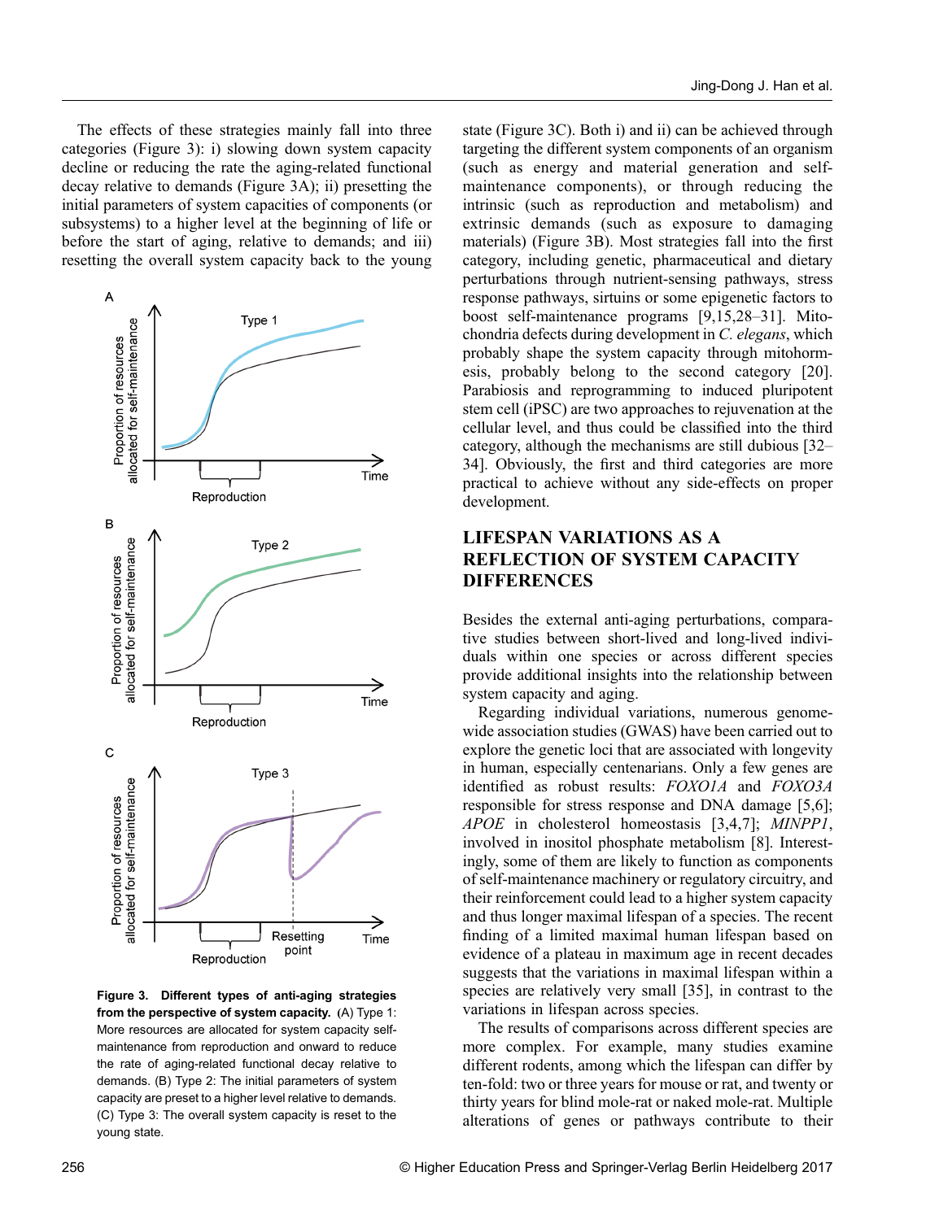The effects of these strategies mainly fall into three categories (Figure 3): i) slowing down system capacity decline or reducing the rate the aging-related functional decay relative to demands (Figure 3A); ii) presetting the initial parameters of system capacities of components (or subsystems) to a higher level at the beginning of life or before the start of aging, relative to demands; and iii) resetting the overall system capacity back to the young state (Figure 3C). Both i) and ii) can be achieved through targeting the different system components of an organism (such as energy and material generation and self-maintenance components), or through reducing the intrinsic (such as reproduction and metabolism) and extrinsic demands (such as exposure to damaging materials) (Figure 3B). Most strategies fall into the first category, including genetic, pharmaceutical and dietary perturbations through nutrient-sensing pathways, stress response pathways, sirtuins or some epigenetic factors to boost self-maintenance programs [9,15,28–31]. Mitochondria defects during development in *C. elegans*, which probably shape the system capacity through mitohormesis, probably belong to the second category [20]. Parabiosis and reprogramming to induced pluripotent stem cell (iPSC) are two approaches to rejuvenation at the cellular level, and thus could be classified into the third category, although the mechanisms are still dubious [32–34]. Obviously, the first and third categories are more practical to achieve without any side-effects on proper development.

A

Type 1

Proportion of resources allocated for self-maintenance

Time

Reproduction

B

Type 2

Proportion of resources allocated for self-maintenance

Time

Reproduction

C

Type 3

Proportion of resources allocated for self-maintenance

Resetting point

Time

Reproduction

**Figure 3. Different types of anti-aging strategies from the perspective of system capacity.** (A) Type 1: More resources are allocated for system capacity self-maintenance from reproduction and onward to reduce the rate of aging-related functional decay relative to demands. (B) Type 2: The initial parameters of system capacity are preset to a higher level relative to demands. (C) Type 3: The overall system capacity is reset to the young state.

## LIFESPAN VARIATIONS AS A REFLECTION OF SYSTEM CAPACITY DIFFERENCES

Besides the external anti-aging perturbations, comparative studies between short-lived and long-lived individuals within one species or across different species provide additional insights into the relationship between system capacity and aging.

Regarding individual variations, numerous genome-wide association studies (GWAS) have been carried out to explore the genetic loci that are associated with longevity in human, especially centenarians. Only a few genes are identified as robust results: *FOXO1A* and *FOXO3A* responsible for stress response and DNA damage [5,6]; *APOE* in cholesterol homeostasis [3,4,7]; *MINPP1*, involved in inositol phosphate metabolism [8]. Interestingly, some of them are likely to function as components of self-maintenance machinery or regulatory circuitry, and their reinforcement could lead to a higher system capacity and thus longer maximal lifespan of a species. The recent finding of a limited maximal human lifespan based on evidence of a plateau in maximum age in recent decades suggests that the variations in maximal lifespan within a species are relatively very small [35], in contrast to the variations in lifespan across species.

The results of comparisons across different species are more complex. For example, many studies examine different rodents, among which the lifespan can differ by ten-fold: two or three years for mouse or rat, and twenty or thirty years for blind mole-rat or naked mole-rat. Multiple alterations of genes or pathways contribute to their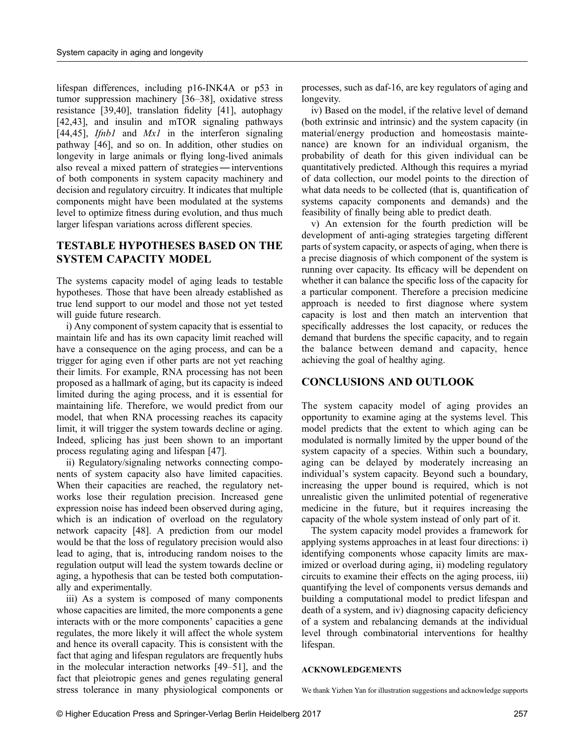lifespan differences, including p16-INK4A or p53 in tumor suppression machinery [36–38], oxidative stress resistance [39,40], translation fidelity [41], autophagy [42,43], and insulin and mTOR signaling pathways [44,45], *Ifnb1* and *Mx1* in the interferon signaling pathway [46], and so on. In addition, other studies on longevity in large animals or flying long-lived animals also reveal a mixed pattern of strategies — interventions of both components in system capacity machinery and decision and regulatory circuitry. It indicates that multiple components might have been modulated at the systems level to optimize fitness during evolution, and thus much larger lifespan variations across different species.

## TESTABLE HYPOTHESES BASED ON THE SYSTEM CAPACITY MODEL

The systems capacity model of aging leads to testable hypotheses. Those that have been already established as true lend support to our model and those not yet tested will guide future research.

i) Any component of system capacity that is essential to maintain life and has its own capacity limit reached will have a consequence on the aging process, and can be a trigger for aging even if other parts are not yet reaching their limits. For example, RNA processing has not been proposed as a hallmark of aging, but its capacity is indeed limited during the aging process, and it is essential for maintaining life. Therefore, we would predict from our model, that when RNA processing reaches its capacity limit, it will trigger the system towards decline or aging. Indeed, splicing has just been shown to an important process regulating aging and lifespan [47].

ii) Regulatory/signaling networks connecting components of system capacity also have limited capacities. When their capacities are reached, the regulatory networks lose their regulation precision. Increased gene expression noise has indeed been observed during aging, which is an indication of overload on the regulatory network capacity [48]. A prediction from our model would be that the loss of regulatory precision would also lead to aging, that is, introducing random noises to the regulation output will lead the system towards decline or aging, a hypothesis that can be tested both computationally and experimentally.

iii) As a system is composed of many components whose capacities are limited, the more components a gene interacts with or the more components' capacities a gene regulates, the more likely it will affect the whole system and hence its overall capacity. This is consistent with the fact that aging and lifespan regulators are frequently hubs in the molecular interaction networks [49–51], and the fact that pleiotropic genes and genes regulating general stress tolerance in many physiological components or processes, such as daf-16, are key regulators of aging and longevity.

iv) Based on the model, if the relative level of demand (both extrinsic and intrinsic) and the system capacity (in material/energy production and homeostasis maintenance) are known for an individual organism, the probability of death for this given individual can be quantitatively predicted. Although this requires a myriad of data collection, our model points to the direction of what data needs to be collected (that is, quantification of systems capacity components and demands) and the feasibility of finally being able to predict death.

v) An extension for the fourth prediction will be development of anti-aging strategies targeting different parts of system capacity, or aspects of aging, when there is a precise diagnosis of which component of the system is running over capacity. Its efficacy will be dependent on whether it can balance the specific loss of the capacity for a particular component. Therefore a precision medicine approach is needed to first diagnose where system capacity is lost and then match an intervention that specifically addresses the lost capacity, or reduces the demand that burdens the specific capacity, and to regain the balance between demand and capacity, hence achieving the goal of healthy aging.

## CONCLUSIONS AND OUTLOOK

The system capacity model of aging provides an opportunity to examine aging at the systems level. This model predicts that the extent to which aging can be modulated is normally limited by the upper bound of the system capacity of a species. Within such a boundary, aging can be delayed by moderately increasing an individual's system capacity. Beyond such a boundary, increasing the upper bound is required, which is not unrealistic given the unlimited potential of regenerative medicine in the future, but it requires increasing the capacity of the whole system instead of only part of it.

The system capacity model provides a framework for applying systems approaches in at least four directions: i) identifying components whose capacity limits are maximized or overload during aging, ii) modeling regulatory circuits to examine their effects on the aging process, iii) quantifying the level of components versus demands and building a computational model to predict lifespan and death of a system, and iv) diagnosing capacity deficiency of a system and rebalancing demands at the individual level through combinatorial interventions for healthy lifespan.

### ACKNOWLEDGEMENTS

We thank Yizhen Yan for illustration suggestions and acknowledge supports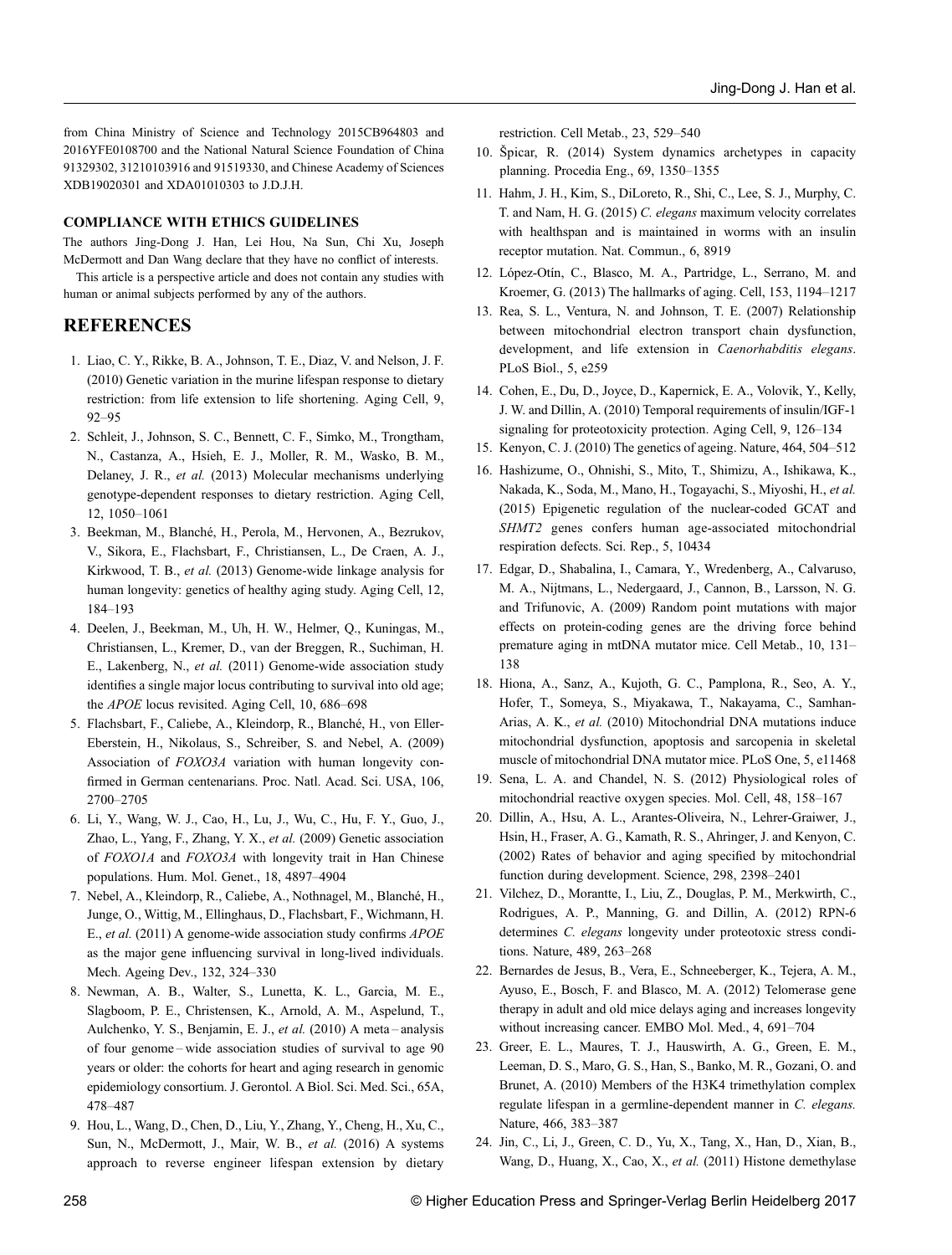from China Ministry of Science and Technology 2015CB964803 and 2016YFE0108700 and the National Natural Science Foundation of China 91329302, 31210103916 and 91519330, and Chinese Academy of Sciences XDB19020301 and XDA01010303 to J.D.J.H.

### COMPLIANCE WITH ETHICS GUIDELINES

The authors Jing-Dong J. Han, Lei Hou, Na Sun, Chi Xu, Joseph McDermott and Dan Wang declare that they have no conflict of interests.

This article is a perspective article and does not contain any studies with human or animal subjects performed by any of the authors.

## REFERENCES

1. Liao, C. Y., Rikke, B. A., Johnson, T. E., Diaz, V. and Nelson, J. F. (2010) Genetic variation in the murine lifespan response to dietary restriction: from life extension to life shortening. Aging Cell, 9, 92–95
2. Schleit, J., Johnson, S. C., Bennett, C. F., Simko, M., Trongtham, N., Castanza, A., Hsieh, E. J., Moller, R. M., Wasko, B. M., Delaney, J. R., *et al.* (2013) Molecular mechanisms underlying genotype-dependent responses to dietary restriction. Aging Cell, 12, 1050–1061
3. Beekman, M., Blanché, H., Perola, M., Hervonen, A., Bezrukov, V., Sikora, E., Flachsbart, F., Christiansen, L., De Craen, A. J., Kirkwood, T. B., *et al.* (2013) Genome-wide linkage analysis for human longevity: genetics of healthy aging study. Aging Cell, 12, 184–193
4. Deelen, J., Beekman, M., Uh, H. W., Helmer, Q., Kuningas, M., Christiansen, L., Kremer, D., van der Breggen, R., Suchiman, H. E., Lakenberg, N., *et al.* (2011) Genome-wide association study identifies a single major locus contributing to survival into old age; the *APOE* locus revisited. Aging Cell, 10, 686–698
5. Flachsbart, F., Caliebe, A., Kleindorp, R., Blanché, H., von Eller-Eberstein, H., Nikolaus, S., Schreiber, S. and Nebel, A. (2009) Association of *FOXO3A* variation with human longevity confirmed in German centenarians. Proc. Natl. Acad. Sci. USA, 106, 2700–2705
6. Li, Y., Wang, W. J., Cao, H., Lu, J., Wu, C., Hu, F. Y., Guo, J., Zhao, L., Yang, F., Zhang, Y. X., *et al.* (2009) Genetic association of *FOXO1A* and *FOXO3A* with longevity trait in Han Chinese populations. Hum. Mol. Genet., 18, 4897–4904
7. Nebel, A., Kleindorp, R., Caliebe, A., Nothnagel, M., Blanché, H., Junge, O., Wittig, M., Ellinghaus, D., Flachsbart, F., Wichmann, H. E., *et al.* (2011) A genome-wide association study confirms *APOE* as the major gene influencing survival in long-lived individuals. Mech. Ageing Dev., 132, 324–330
8. Newman, A. B., Walter, S., Lunetta, K. L., Garcia, M. E., Slagboom, P. E., Christensen, K., Arnold, A. M., Aspelund, T., Aulchenko, Y. S., Benjamin, E. J., *et al.* (2010) A meta – analysis of four genome – wide association studies of survival to age 90 years or older: the cohorts for heart and aging research in genomic epidemiology consortium. J. Gerontol. A Biol. Sci. Med. Sci., 65A, 478–487
9. Hou, L., Wang, D., Chen, D., Liu, Y., Zhang, Y., Cheng, H., Xu, C., Sun, N., McDermott, J., Mair, W. B., *et al.* (2016) A systems approach to reverse engineer lifespan extension by dietary restriction. Cell Metab., 23, 529–540
10. Špicar, R. (2014) System dynamics archetypes in capacity planning. Procedia Eng., 69, 1350–1355
11. Hahm, J. H., Kim, S., DiLoreto, R., Shi, C., Lee, S. J., Murphy, C. T. and Nam, H. G. (2015) *C. elegans* maximum velocity correlates with healthspan and is maintained in worms with an insulin receptor mutation. Nat. Commun., 6, 8919
12. López-Otín, C., Blasco, M. A., Partridge, L., Serrano, M. and Kroemer, G. (2013) The hallmarks of aging. Cell, 153, 1194–1217
13. Rea, S. L., Ventura, N. and Johnson, T. E. (2007) Relationship between mitochondrial electron transport chain dysfunction, development, and life extension in *Caenorhabditis elegans*. PLoS Biol., 5, e259
14. Cohen, E., Du, D., Joyce, D., Kapernick, E. A., Volovik, Y., Kelly, J. W. and Dillin, A. (2010) Temporal requirements of insulin/IGF-1 signaling for proteotoxicity protection. Aging Cell, 9, 126–134
15. Kenyon, C. J. (2010) The genetics of ageing. Nature, 464, 504–512
16. Hashizume, O., Ohnishi, S., Mito, T., Shimizu, A., Ishikawa, K., Nakada, K., Soda, M., Mano, H., Togayachi, S., Miyoshi, H., *et al.* (2015) Epigenetic regulation of the nuclear-coded GCAT and *SHMT2* genes confers human age-associated mitochondrial respiration defects. Sci. Rep., 5, 10434
17. Edgar, D., Shabalina, I., Camara, Y., Wredenberg, A., Calvaruso, M. A., Nijtmans, L., Nedergaard, J., Cannon, B., Larsson, N. G. and Trifunovic, A. (2009) Random point mutations with major effects on protein-coding genes are the driving force behind premature aging in mtDNA mutator mice. Cell Metab., 10, 131–138
18. Hiona, A., Sanz, A., Kujoth, G. C., Pamplona, R., Seo, A. Y., Hofer, T., Someya, S., Miyakawa, T., Nakayama, C., Samhan-Arias, A. K., *et al.* (2010) Mitochondrial DNA mutations induce mitochondrial dysfunction, apoptosis and sarcopenia in skeletal muscle of mitochondrial DNA mutator mice. PLoS One, 5, e11468
19. Sena, L. A. and Chandel, N. S. (2012) Physiological roles of mitochondrial reactive oxygen species. Mol. Cell, 48, 158–167
20. Dillin, A., Hsu, A. L., Arantes-Oliveira, N., Lehrer-Graiwer, J., Hsin, H., Fraser, A. G., Kamath, R. S., Ahringer, J. and Kenyon, C. (2002) Rates of behavior and aging specified by mitochondrial function during development. Science, 298, 2398–2401
21. Vilchez, D., Morantte, I., Liu, Z., Douglas, P. M., Merkwirth, C., Rodrigues, A. P., Manning, G. and Dillin, A. (2012) RPN-6 determines *C. elegans* longevity under proteotoxic stress conditions. Nature, 489, 263–268
22. Bernardes de Jesus, B., Vera, E., Schneeberger, K., Tejera, A. M., Ayuso, E., Bosch, F. and Blasco, M. A. (2012) Telomerase gene therapy in adult and old mice delays aging and increases longevity without increasing cancer. EMBO Mol. Med., 4, 691–704
23. Greer, E. L., Maures, T. J., Hauswirth, A. G., Green, E. M., Leeman, D. S., Maro, G. S., Han, S., Banko, M. R., Gozani, O. and Brunet, A. (2010) Members of the H3K4 trimethylation complex regulate lifespan in a germline-dependent manner in *C. elegans.* Nature, 466, 383–387
24. Jin, C., Li, J., Green, C. D., Yu, X., Tang, X., Han, D., Xian, B., Wang, D., Huang, X., Cao, X., *et al.* (2011) Histone demethylase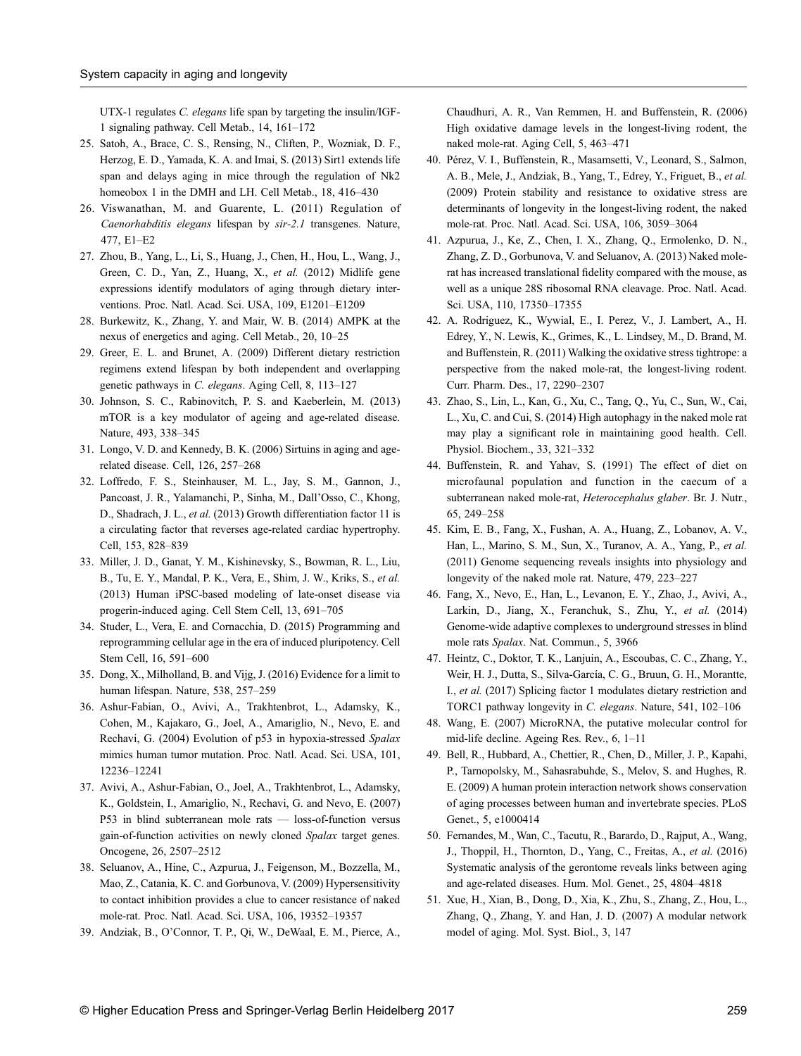UTX-1 regulates *C. elegans* life span by targeting the insulin/IGF-1 signaling pathway. Cell Metab., 14, 161–172

25. Satoh, A., Brace, C. S., Rensing, N., Cliften, P., Wozniak, D. F., Herzog, E. D., Yamada, K. A. and Imai, S. (2013) Sirt1 extends life span and delays aging in mice through the regulation of Nk2 homeobox 1 in the DMH and LH. Cell Metab., 18, 416–430
26. Viswanathan, M. and Guarente, L. (2011) Regulation of *Caenorhabditis elegans* lifespan by *sir-2.1* transgenes. Nature, 477, E1–E2
27. Zhou, B., Yang, L., Li, S., Huang, J., Chen, H., Hou, L., Wang, J., Green, C. D., Yan, Z., Huang, X., *et al.* (2012) Midlife gene expressions identify modulators of aging through dietary interventions. Proc. Natl. Acad. Sci. USA, 109, E1201–E1209
28. Burkewitz, K., Zhang, Y. and Mair, W. B. (2014) AMPK at the nexus of energetics and aging. Cell Metab., 20, 10–25
29. Greer, E. L. and Brunet, A. (2009) Different dietary restriction regimens extend lifespan by both independent and overlapping genetic pathways in *C. elegans*. Aging Cell, 8, 113–127
30. Johnson, S. C., Rabinovitch, P. S. and Kaeberlein, M. (2013) mTOR is a key modulator of ageing and age-related disease. Nature, 493, 338–345
31. Longo, V. D. and Kennedy, B. K. (2006) Sirtuins in aging and age-related disease. Cell, 126, 257–268
32. Loffredo, F. S., Steinhauser, M. L., Jay, S. M., Gannon, J., Pancoast, J. R., Yalamanchi, P., Sinha, M., Dall'Osso, C., Khong, D., Shadrach, J. L., *et al.* (2013) Growth differentiation factor 11 is a circulating factor that reverses age-related cardiac hypertrophy. Cell, 153, 828–839
33. Miller, J. D., Ganat, Y. M., Kishinevsky, S., Bowman, R. L., Liu, B., Tu, E. Y., Mandal, P. K., Vera, E., Shim, J. W., Kriks, S., *et al.* (2013) Human iPSC-based modeling of late-onset disease via progerin-induced aging. Cell Stem Cell, 13, 691–705
34. Studer, L., Vera, E. and Cornacchia, D. (2015) Programming and reprogramming cellular age in the era of induced pluripotency. Cell Stem Cell, 16, 591–600
35. Dong, X., Milholland, B. and Vijg, J. (2016) Evidence for a limit to human lifespan. Nature, 538, 257–259
36. Ashur-Fabian, O., Avivi, A., Trakhtenbrot, L., Adamsky, K., Cohen, M., Kajakaro, G., Joel, A., Amariglio, N., Nevo, E. and Rechavi, G. (2004) Evolution of p53 in hypoxia-stressed *Spalax* mimics human tumor mutation. Proc. Natl. Acad. Sci. USA, 101, 12236–12241
37. Avivi, A., Ashur-Fabian, O., Joel, A., Trakhtenbrot, L., Adamsky, K., Goldstein, I., Amariglio, N., Rechavi, G. and Nevo, E. (2007) P53 in blind subterranean mole rats — loss-of-function versus gain-of-function activities on newly cloned *Spalax* target genes. Oncogene, 26, 2507–2512
38. Seluanov, A., Hine, C., Azpurua, J., Feigenson, M., Bozzella, M., Mao, Z., Catania, K. C. and Gorbunova, V. (2009) Hypersensitivity to contact inhibition provides a clue to cancer resistance of naked mole-rat. Proc. Natl. Acad. Sci. USA, 106, 19352–19357
39. Andziak, B., O'Connor, T. P., Qi, W., DeWaal, E. M., Pierce, A., Chaudhuri, A. R., Van Remmen, H. and Buffenstein, R. (2006) High oxidative damage levels in the longest-living rodent, the naked mole-rat. Aging Cell, 5, 463–471
40. Pérez, V. I., Buffenstein, R., Masamsetti, V., Leonard, S., Salmon, A. B., Mele, J., Andziak, B., Yang, T., Edrey, Y., Friguet, B., *et al.* (2009) Protein stability and resistance to oxidative stress are determinants of longevity in the longest-living rodent, the naked mole-rat. Proc. Natl. Acad. Sci. USA, 106, 3059–3064
41. Azpurua, J., Ke, Z., Chen, I. X., Zhang, Q., Ermolenko, D. N., Zhang, Z. D., Gorbunova, V. and Seluanov, A. (2013) Naked mole-rat has increased translational fidelity compared with the mouse, as well as a unique 28S ribosomal RNA cleavage. Proc. Natl. Acad. Sci. USA, 110, 17350–17355
42. A. Rodriguez, K., Wywial, E., I. Perez, V., J. Lambert, A., H. Edrey, Y., N. Lewis, K., Grimes, K., L. Lindsey, M., D. Brand, M. and Buffenstein, R. (2011) Walking the oxidative stress tightrope: a perspective from the naked mole-rat, the longest-living rodent. Curr. Pharm. Des., 17, 2290–2307
43. Zhao, S., Lin, L., Kan, G., Xu, C., Tang, Q., Yu, C., Sun, W., Cai, L., Xu, C. and Cui, S. (2014) High autophagy in the naked mole rat may play a significant role in maintaining good health. Cell. Physiol. Biochem., 33, 321–332
44. Buffenstein, R. and Yahav, S. (1991) The effect of diet on microfaunal population and function in the caecum of a subterranean naked mole-rat, *Heterocephalus glaber*. Br. J. Nutr., 65, 249–258
45. Kim, E. B., Fang, X., Fushan, A. A., Huang, Z., Lobanov, A. V., Han, L., Marino, S. M., Sun, X., Turanov, A. A., Yang, P., *et al.* (2011) Genome sequencing reveals insights into physiology and longevity of the naked mole rat. Nature, 479, 223–227
46. Fang, X., Nevo, E., Han, L., Levanon, E. Y., Zhao, J., Avivi, A., Larkin, D., Jiang, X., Feranchuk, S., Zhu, Y., *et al.* (2014) Genome-wide adaptive complexes to underground stresses in blind mole rats *Spalax*. Nat. Commun., 5, 3966
47. Heintz, C., Doktor, T. K., Lanjuin, A., Escoubas, C. C., Zhang, Y., Weir, H. J., Dutta, S., Silva-García, C. G., Bruun, G. H., Morantte, I., *et al.* (2017) Splicing factor 1 modulates dietary restriction and TORC1 pathway longevity in *C. elegans*. Nature, 541, 102–106
48. Wang, E. (2007) MicroRNA, the putative molecular control for mid-life decline. Ageing Res. Rev., 6, 1–11
49. Bell, R., Hubbard, A., Chettier, R., Chen, D., Miller, J. P., Kapahi, P., Tarnopolsky, M., Sahasrabuhde, S., Melov, S. and Hughes, R. E. (2009) A human protein interaction network shows conservation of aging processes between human and invertebrate species. PLoS Genet., 5, e1000414
50. Fernandes, M., Wan, C., Tacutu, R., Barardo, D., Rajput, A., Wang, J., Thoppil, H., Thornton, D., Yang, C., Freitas, A., *et al.* (2016) Systematic analysis of the gerontome reveals links between aging and age-related diseases. Hum. Mol. Genet., 25, 4804–4818
51. Xue, H., Xian, B., Dong, D., Xia, K., Zhu, S., Zhang, Z., Hou, L., Zhang, Q., Zhang, Y. and Han, J. D. (2007) A modular network model of aging. Mol. Syst. Biol., 3, 147